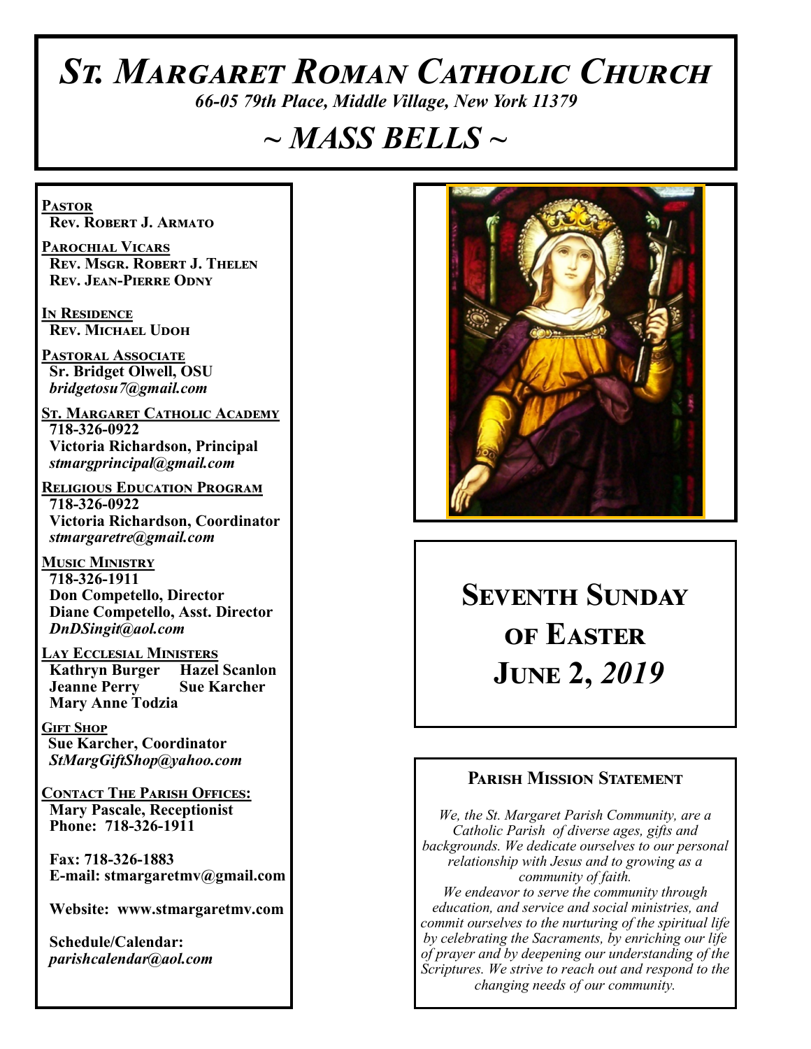# *St. Margaret Roman Catholic Church*

*66-05 79th Place, Middle Village, New York 11379*

# *~ MASS BELLS ~*

**Pastor**
**Rev. Robert J. Armato**

**Parochial Vicars**
**Rev. Msgr. Robert J. Thelen**
**Rev. Jean-Pierre Odny**

**In Residence**
**Rev. Michael Udoh**

**Pastoral Associate**
**Sr. Bridget Olwell, OSU**
*bridgetosu7@gmail.com*

**St. Margaret Catholic Academy**
**718-326-0922**
**Victoria Richardson, Principal**
*stmargprincipal@gmail.com*

**Religious Education Program**
**718-326-0922**
**Victoria Richardson, Coordinator**
*stmargaretre@gmail.com*

**Music Ministry**
**718-326-1911**
**Don Competello, Director**
**Diane Competello, Asst. Director**
*DnDSingit@aol.com*

**Lay Ecclesial Ministers**
**Kathryn Burger** **Hazel Scanlon**
**Jeanne Perry** **Sue Karcher**
**Mary Anne Todzia**

**Gift Shop**
**Sue Karcher, Coordinator**
*StMargGiftShop@yahoo.com*

**Contact The Parish Offices:**
**Mary Pascale, Receptionist**
**Phone: 718-326-1911**

**Fax: 718-326-1883**
**E-mail: stmargaretmv@gmail.com**

**Website: www.stmargaretmv.com**

**Schedule/Calendar:**
*parishcalendar@aol.com*

## Seventh Sunday of Easter
## June 2, *2019*

### Parish Mission Statement

*We, the St. Margaret Parish Community, are a Catholic Parish of diverse ages, gifts and backgrounds. We dedicate ourselves to our personal relationship with Jesus and to growing as a community of faith.*
*We endeavor to serve the community through education, and service and social ministries, and commit ourselves to the nurturing of the spiritual life by celebrating the Sacraments, by enriching our life of prayer and by deepening our understanding of the Scriptures. We strive to reach out and respond to the changing needs of our community.*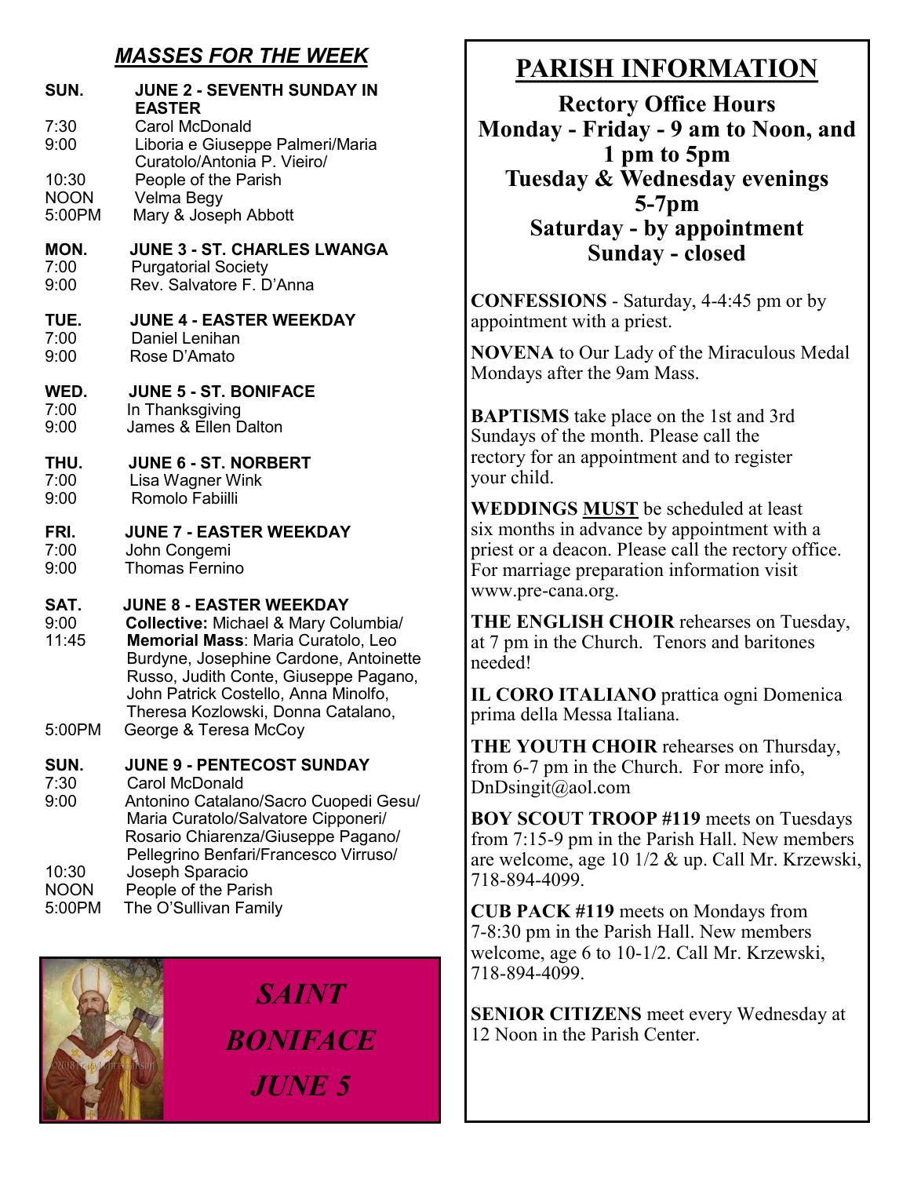## *MASSES FOR THE WEEK*

**SUN. JUNE 2 - SEVENTH SUNDAY IN EASTER**

| | |
|---|---|
| 7:30 | Carol McDonald |
| 9:00 | Liboria e Giuseppe Palmeri/Maria Curatolo/Antonia P. Vieiro/ |
| 10:30 | People of the Parish |
| NOON | Velma Begy |
| 5:00PM | Mary & Joseph Abbott |

**MON. JUNE 3 - ST. CHARLES LWANGA**

| | |
|---|---|
| 7:00 | Purgatorial Society |
| 9:00 | Rev. Salvatore F. D'Anna |

**TUE. JUNE 4 - EASTER WEEKDAY**

| | |
|---|---|
| 7:00 | Daniel Lenihan |
| 9:00 | Rose D'Amato |

**WED. JUNE 5 - ST. BONIFACE**

| | |
|---|---|
| 7:00 | In Thanksgiving |
| 9:00 | James & Ellen Dalton |

**THU. JUNE 6 - ST. NORBERT**

| | |
|---|---|
| 7:00 | Lisa Wagner Wink |
| 9:00 | Romolo Fabiilli |

**FRI. JUNE 7 - EASTER WEEKDAY**

| | |
|---|---|
| 7:00 | John Congemi |
| 9:00 | Thomas Fernino |

**SAT. JUNE 8 - EASTER WEEKDAY**

| | |
|---|---|
| 9:00 | **Collective:** Michael & Mary Columbia/ |
| 11:45 | **Memorial Mass**: Maria Curatolo, Leo Burdyne, Josephine Cardone, Antoinette Russo, Judith Conte, Giuseppe Pagano, John Patrick Costello, Anna Minolfo, Theresa Kozlowski, Donna Catalano, |
| 5:00PM | George & Teresa McCoy |

**SUN. JUNE 9 - PENTECOST SUNDAY**

| | |
|---|---|
| 7:30 | Carol McDonald |
| 9:00 | Antonino Catalano/Sacro Cuopedi Gesu/ Maria Curatolo/Salvatore Cipponeri/ Rosario Chiarenza/Giuseppe Pagano/ Pellegrino Benfari/Francesco Virruso/ |
| 10:30 | Joseph Sparacio |
| NOON | People of the Parish |
| 5:00PM | The O'Sullivan Family |

*SAINT BONIFACE JUNE 5*

# PARISH INFORMATION

**Rectory Office Hours**
**Monday - Friday - 9 am to Noon, and 1 pm to 5pm**
**Tuesday & Wednesday evenings 5-7pm**
**Saturday - by appointment**
**Sunday - closed**

**CONFESSIONS** - Saturday, 4-4:45 pm or by appointment with a priest.

**NOVENA** to Our Lady of the Miraculous Medal Mondays after the 9am Mass.

**BAPTISMS** take place on the 1st and 3rd Sundays of the month. Please call the rectory for an appointment and to register your child.

**WEDDINGS <u>MUST</u>** be scheduled at least six months in advance by appointment with a priest or a deacon. Please call the rectory office. For marriage preparation information visit www.pre-cana.org.

**THE ENGLISH CHOIR** rehearses on Tuesday, at 7 pm in the Church. Tenors and baritones needed!

**IL CORO ITALIANO** prattica ogni Domenica prima della Messa Italiana.

**THE YOUTH CHOIR** rehearses on Thursday, from 6-7 pm in the Church. For more info, DnDsingit@aol.com

**BOY SCOUT TROOP #119** meets on Tuesdays from 7:15-9 pm in the Parish Hall. New members are welcome, age 10 1/2 & up. Call Mr. Krzewski, 718-894-4099.

**CUB PACK #119** meets on Mondays from 7-8:30 pm in the Parish Hall. New members welcome, age 6 to 10-1/2. Call Mr. Krzewski, 718-894-4099.

**SENIOR CITIZENS** meet every Wednesday at 12 Noon in the Parish Center.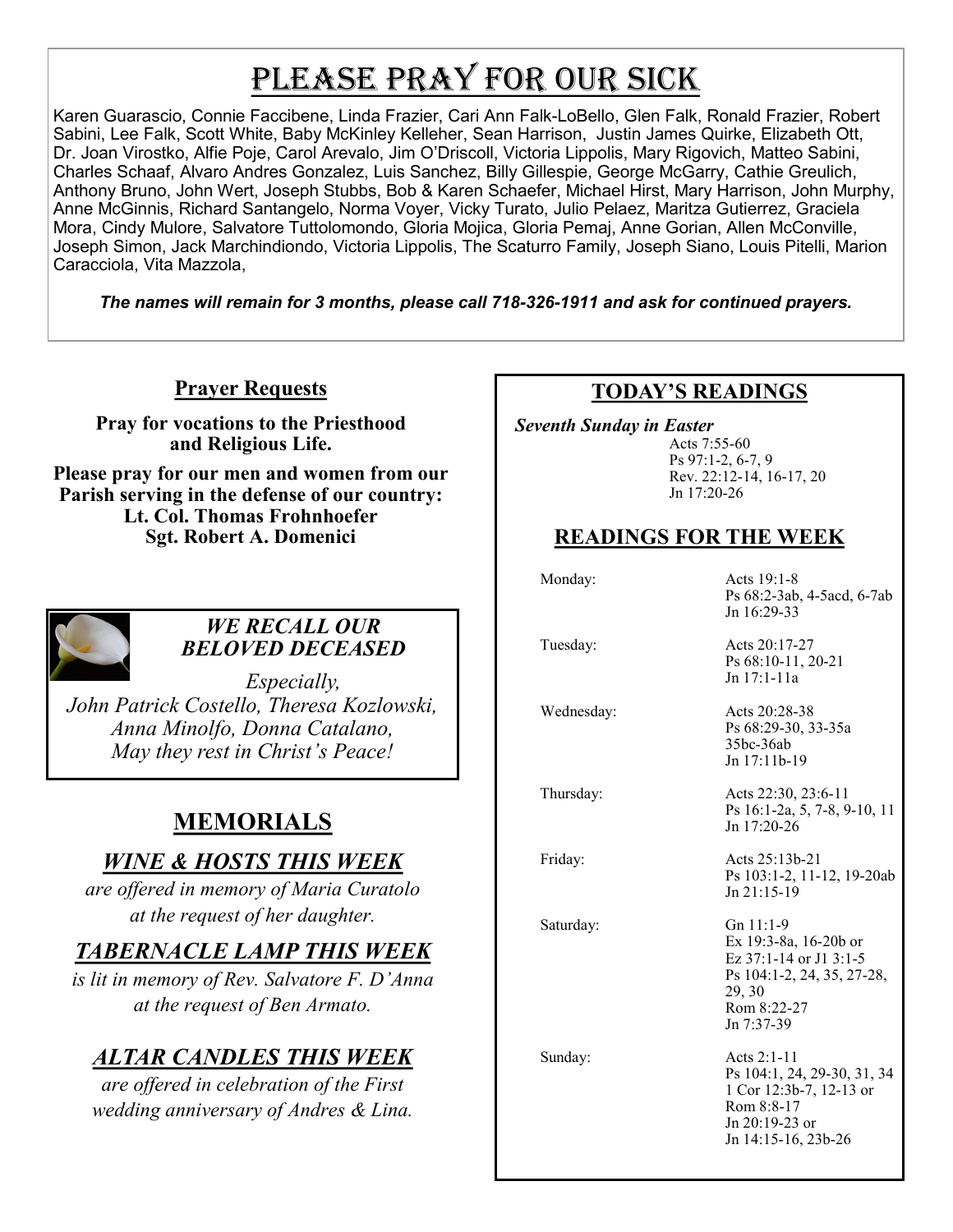# Please Pray for Our Sick

Karen Guarascio, Connie Faccibene, Linda Frazier, Cari Ann Falk-LoBello, Glen Falk, Ronald Frazier, Robert Sabini, Lee Falk, Scott White, Baby McKinley Kelleher, Sean Harrison, Justin James Quirke, Elizabeth Ott, Dr. Joan Virostko, Alfie Poje, Carol Arevalo, Jim O'Driscoll, Victoria Lippolis, Mary Rigovich, Matteo Sabini, Charles Schaaf, Alvaro Andres Gonzalez, Luis Sanchez, Billy Gillespie, George McGarry, Cathie Greulich, Anthony Bruno, John Wert, Joseph Stubbs, Bob & Karen Schaefer, Michael Hirst, Mary Harrison, John Murphy, Anne McGinnis, Richard Santangelo, Norma Voyer, Vicky Turato, Julio Pelaez, Maritza Gutierrez, Graciela Mora, Cindy Mulore, Salvatore Tuttolomondo, Gloria Mojica, Gloria Pemaj, Anne Gorian, Allen McConville, Joseph Simon, Jack Marchindiondo, Victoria Lippolis, The Scaturro Family, Joseph Siano, Louis Pitelli, Marion Caracciola, Vita Mazzola,

***The names will remain for 3 months, please call 718-326-1911 and ask for continued prayers.***

## Prayer Requests

**Pray for vocations to the Priesthood and Religious Life.**

**Please pray for our men and women from our Parish serving in the defense of our country:**
**Lt. Col. Thomas Frohnhoefer**
**Sgt. Robert A. Domenici**

### *WE RECALL OUR BELOVED DECEASED*

*Especially,*
*John Patrick Costello, Theresa Kozlowski, Anna Minolfo, Donna Catalano,*
*May they rest in Christ's Peace!*

## MEMORIALS

### *WINE & HOSTS THIS WEEK*

*are offered in memory of Maria Curatolo at the request of her daughter.*

### *TABERNACLE LAMP THIS WEEK*

*is lit in memory of Rev. Salvatore F. D'Anna at the request of Ben Armato.*

### *ALTAR CANDLES THIS WEEK*

*are offered in celebration of the First wedding anniversary of Andres & Lina.*

## TODAY'S READINGS

***Seventh Sunday in Easter***
Acts 7:55-60
Ps 97:1-2, 6-7, 9
Rev. 22:12-14, 16-17, 20
Jn 17:20-26

## READINGS FOR THE WEEK

| | |
|---|---|
| Monday: | Acts 19:1-8<br>Ps 68:2-3ab, 4-5acd, 6-7ab<br>Jn 16:29-33 |
| Tuesday: | Acts 20:17-27<br>Ps 68:10-11, 20-21<br>Jn 17:1-11a |
| Wednesday: | Acts 20:28-38<br>Ps 68:29-30, 33-35a 35bc-36ab<br>Jn 17:11b-19 |
| Thursday: | Acts 22:30, 23:6-11<br>Ps 16:1-2a, 5, 7-8, 9-10, 11<br>Jn 17:20-26 |
| Friday: | Acts 25:13b-21<br>Ps 103:1-2, 11-12, 19-20ab<br>Jn 21:15-19 |
| Saturday: | Gn 11:1-9<br>Ex 19:3-8a, 16-20b or<br>Ez 37:1-14 or Jl 3:1-5<br>Ps 104:1-2, 24, 35, 27-28, 29, 30<br>Rom 8:22-27<br>Jn 7:37-39 |
| Sunday: | Acts 2:1-11<br>Ps 104:1, 24, 29-30, 31, 34<br>1 Cor 12:3b-7, 12-13 or<br>Rom 8:8-17<br>Jn 20:19-23 or<br>Jn 14:15-16, 23b-26 |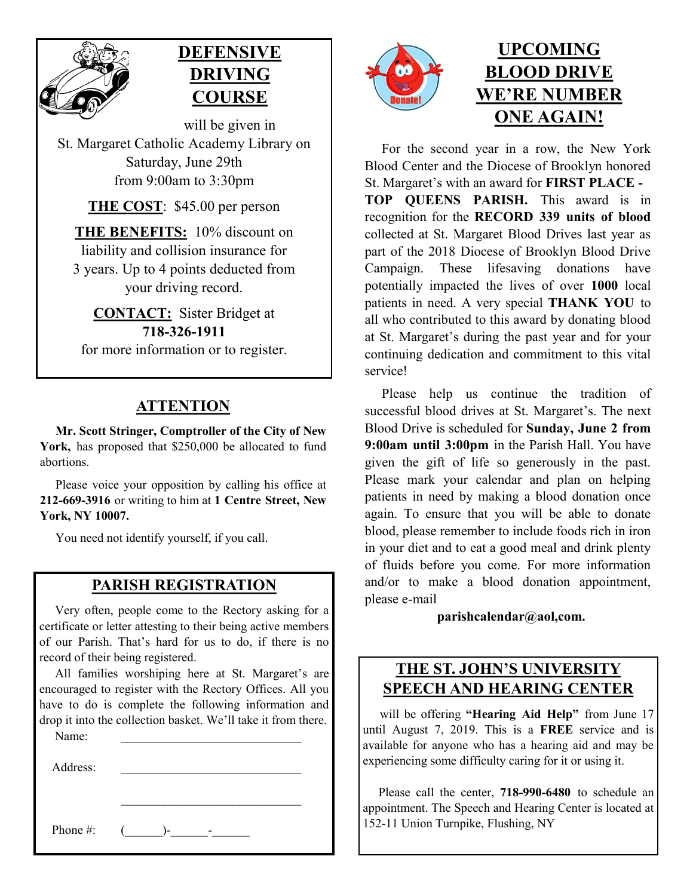## DEFENSIVE DRIVING COURSE

will be given in St. Margaret Catholic Academy Library on Saturday, June 29th from 9:00am to 3:30pm

**THE COST**: $45.00 per person

**THE BENEFITS:** 10% discount on liability and collision insurance for 3 years. Up to 4 points deducted from your driving record.

**CONTACT:** Sister Bridget at **718-326-1911** for more information or to register.

## ATTENTION

**Mr. Scott Stringer, Comptroller of the City of New York,** has proposed that $250,000 be allocated to fund abortions.

Please voice your opposition by calling his office at **212-669-3916** or writing to him at **1 Centre Street, New York, NY 10007.**

You need not identify yourself, if you call.

## PARISH REGISTRATION

Very often, people come to the Rectory asking for a certificate or letter attesting to their being active members of our Parish. That's hard for us to do, if there is no record of their being registered.

All families worshiping here at St. Margaret's are encouraged to register with the Rectory Offices. All you have to do is complete the following information and drop it into the collection basket. We'll take it from there.

Name: ______________________________

Address: ______________________________

______________________________

Phone #: (______)-______-______

## UPCOMING BLOOD DRIVE WE'RE NUMBER ONE AGAIN!

For the second year in a row, the New York Blood Center and the Diocese of Brooklyn honored St. Margaret's with an award for **FIRST PLACE - TOP QUEENS PARISH.** This award is in recognition for the **RECORD 339 units of blood** collected at St. Margaret Blood Drives last year as part of the 2018 Diocese of Brooklyn Blood Drive Campaign. These lifesaving donations have potentially impacted the lives of over **1000** local patients in need. A very special **THANK YOU** to all who contributed to this award by donating blood at St. Margaret's during the past year and for your continuing dedication and commitment to this vital service!

Please help us continue the tradition of successful blood drives at St. Margaret's. The next Blood Drive is scheduled for **Sunday, June 2 from 9:00am until 3:00pm** in the Parish Hall. You have given the gift of life so generously in the past. Please mark your calendar and plan on helping patients in need by making a blood donation once again. To ensure that you will be able to donate blood, please remember to include foods rich in iron in your diet and to eat a good meal and drink plenty of fluids before you come. For more information and/or to make a blood donation appointment, please e-mail

**parishcalendar@aol,com.**

## THE ST. JOHN'S UNIVERSITY SPEECH AND HEARING CENTER

will be offering **"Hearing Aid Help"** from June 17 until August 7, 2019. This is a **FREE** service and is available for anyone who has a hearing aid and may be experiencing some difficulty caring for it or using it.

Please call the center, **718-990-6480** to schedule an appointment. The Speech and Hearing Center is located at 152-11 Union Turnpike, Flushing, NY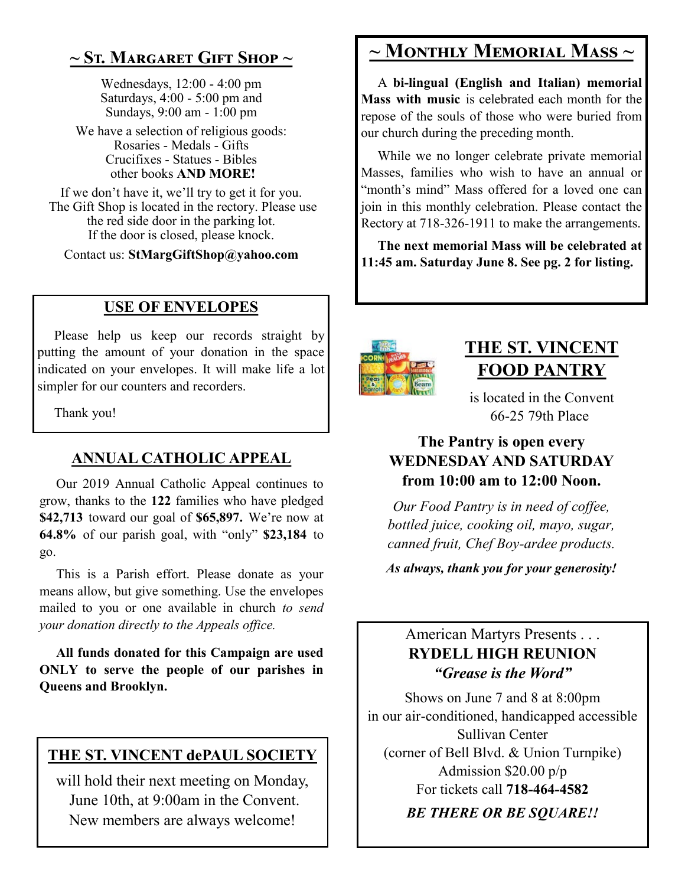## ~ St. Margaret Gift Shop ~

Wednesdays, 12:00 - 4:00 pm
Saturdays, 4:00 - 5:00 pm and
Sundays, 9:00 am - 1:00 pm

We have a selection of religious goods:
Rosaries - Medals - Gifts
Crucifixes - Statues - Bibles
other books **AND MORE!**

If we don't have it, we'll try to get it for you.
The Gift Shop is located in the rectory. Please use the red side door in the parking lot.
If the door is closed, please knock.

Contact us: **StMargGiftShop@yahoo.com**

## USE OF ENVELOPES

Please help us keep our records straight by putting the amount of your donation in the space indicated on your envelopes. It will make life a lot simpler for our counters and recorders.

Thank you!

## ANNUAL CATHOLIC APPEAL

Our 2019 Annual Catholic Appeal continues to grow, thanks to the **122** families who have pledged **$42,713** toward our goal of **$65,897.** We're now at **64.8%** of our parish goal, with "only" **$23,184** to go.

This is a Parish effort. Please donate as your means allow, but give something. Use the envelopes mailed to you or one available in church *to send your donation directly to the Appeals office.*

**All funds donated for this Campaign are used ONLY to serve the people of our parishes in Queens and Brooklyn.**

## THE ST. VINCENT dePAUL SOCIETY

will hold their next meeting on Monday, June 10th, at 9:00am in the Convent.
New members are always welcome!

## ~ Monthly Memorial Mass ~

A **bi-lingual (English and Italian) memorial Mass with music** is celebrated each month for the repose of the souls of those who were buried from our church during the preceding month.

While we no longer celebrate private memorial Masses, families who wish to have an annual or "month's mind" Mass offered for a loved one can join in this monthly celebration. Please contact the Rectory at 718-326-1911 to make the arrangements.

**The next memorial Mass will be celebrated at 11:45 am. Saturday June 8. See pg. 2 for listing.**

## THE ST. VINCENT FOOD PANTRY

is located in the Convent
66-25 79th Place

**The Pantry is open every WEDNESDAY AND SATURDAY from 10:00 am to 12:00 Noon.**

*Our Food Pantry is in need of coffee, bottled juice, cooking oil, mayo, sugar, canned fruit, Chef Boy-ardee products.*

***As always, thank you for your generosity!***

American Martyrs Presents . . .
**RYDELL HIGH REUNION**
***"Grease is the Word"***

Shows on June 7 and 8 at 8:00pm
in our air-conditioned, handicapped accessible Sullivan Center
(corner of Bell Blvd. & Union Turnpike)
Admission $20.00 p/p
For tickets call **718-464-4582**

***BE THERE OR BE SQUARE!!***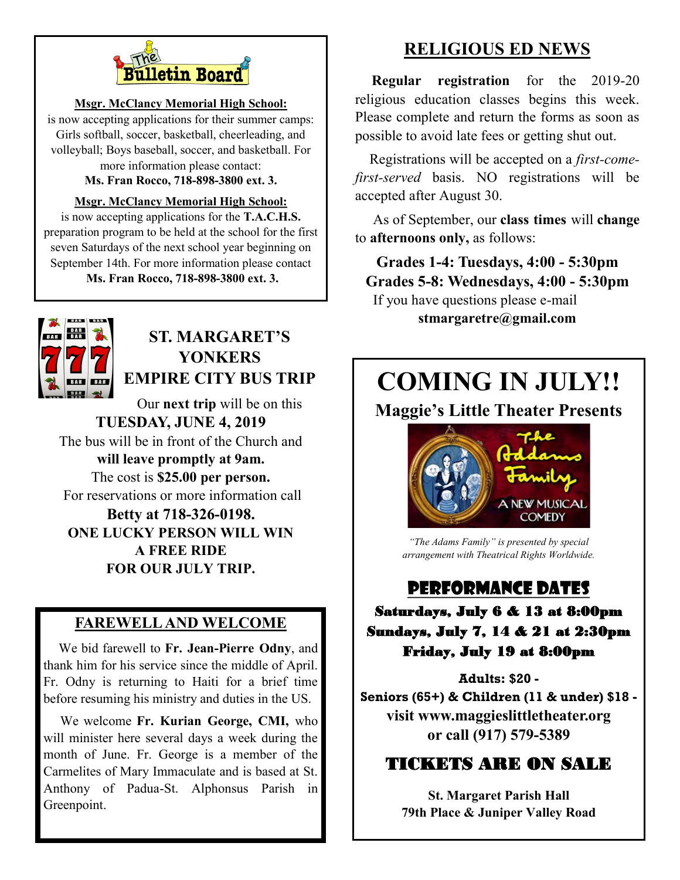## The Bulletin Board

**Msgr. McClancy Memorial High School:**
is now accepting applications for their summer camps: Girls softball, soccer, basketball, cheerleading, and volleyball; Boys baseball, soccer, and basketball. For more information please contact:
**Ms. Fran Rocco, 718-898-3800 ext. 3.**

**Msgr. McClancy Memorial High School:**
is now accepting applications for the **T.A.C.H.S.** preparation program to be held at the school for the first seven Saturdays of the next school year beginning on September 14th. For more information please contact **Ms. Fran Rocco, 718-898-3800 ext. 3.**

## ST. MARGARET'S YONKERS EMPIRE CITY BUS TRIP

Our **next trip** will be on this
**TUESDAY, JUNE 4, 2019**
The bus will be in front of the Church and **will leave promptly at 9am.**
The cost is **$25.00 per person.**
For reservations or more information call
**Betty at 718-326-0198.**
**ONE LUCKY PERSON WILL WIN A FREE RIDE FOR OUR JULY TRIP.**

## FAREWELL AND WELCOME

We bid farewell to **Fr. Jean-Pierre Odny**, and thank him for his service since the middle of April. Fr. Odny is returning to Haiti for a brief time before resuming his ministry and duties in the US.

We welcome **Fr. Kurian George, CMI,** who will minister here several days a week during the month of June. Fr. George is a member of the Carmelites of Mary Immaculate and is based at St. Anthony of Padua-St. Alphonsus Parish in Greenpoint.

## RELIGIOUS ED NEWS

**Regular registration** for the 2019-20 religious education classes begins this week. Please complete and return the forms as soon as possible to avoid late fees or getting shut out.

Registrations will be accepted on a *first-come-first-served* basis. NO registrations will be accepted after August 30.

As of September, our **class times** will **change** to **afternoons only,** as follows:

**Grades 1-4: Tuesdays, 4:00 - 5:30pm**
**Grades 5-8: Wednesdays, 4:00 - 5:30pm**

If you have questions please e-mail **stmargaretre@gmail.com**

# COMING IN JULY!!

## Maggie's Little Theater Presents

The Addams Family
A NEW MUSICAL COMEDY

*"The Adams Family" is presented by special arrangement with Theatrical Rights Worldwide.*

## PERFORMANCE DATES

**Saturdays, July 6 & 13 at 8:00pm**
**Sundays, July 7, 14 & 21 at 2:30pm**
**Friday, July 19 at 8:00pm**

**Adults: $20 -**
**Seniors (65+) & Children (11 & under) $18 -**
**visit www.maggieslittletheater.org or call (917) 579-5389**

## TICKETS ARE ON SALE

**St. Margaret Parish Hall**
**79th Place & Juniper Valley Road**